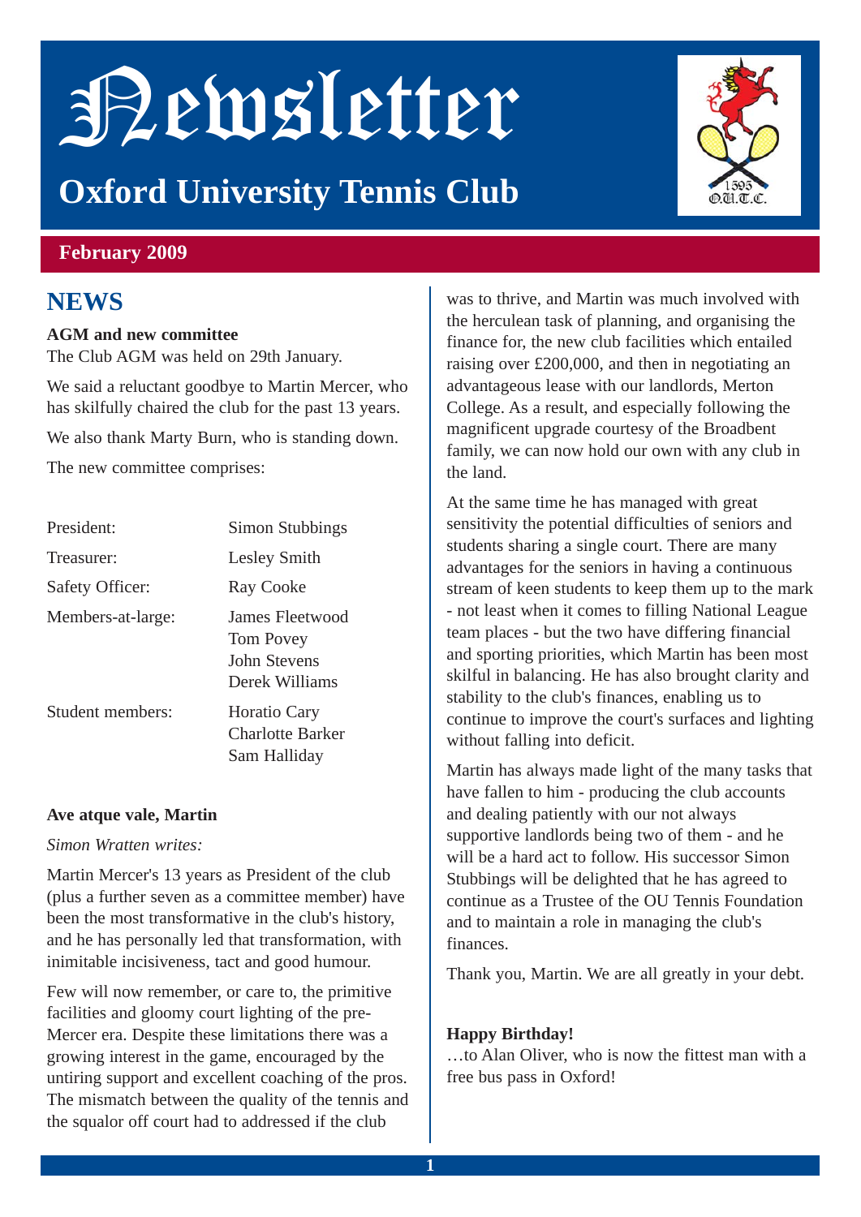# Newsletter

## Oxford University Tennis Club

**February 2009**

## NEWS

**AGM and new committee**

The Club AGM was held on 29th January.

We said a reluctant goodbye to Martin Mercer, who has skilfully chaired the club for the past 13 years.

We also thank Marty Burn, who is standing down.

The new committee comprises:

| | |
|---|---|
| President: | Simon Stubbings |
| Treasurer: | Lesley Smith |
| Safety Officer: | Ray Cooke |
| Members-at-large: | James Fleetwood<br>Tom Povey<br>John Stevens<br>Derek Williams |
| Student members: | Horatio Cary<br>Charlotte Barker<br>Sam Halliday |

**Ave atque vale, Martin**

*Simon Wratten writes:*

Martin Mercer's 13 years as President of the club (plus a further seven as a committee member) have been the most transformative in the club's history, and he has personally led that transformation, with inimitable incisiveness, tact and good humour.

Few will now remember, or care to, the primitive facilities and gloomy court lighting of the pre-Mercer era. Despite these limitations there was a growing interest in the game, encouraged by the untiring support and excellent coaching of the pros. The mismatch between the quality of the tennis and the squalor off court had to addressed if the club was to thrive, and Martin was much involved with the herculean task of planning, and organising the finance for, the new club facilities which entailed raising over £200,000, and then in negotiating an advantageous lease with our landlords, Merton College. As a result, and especially following the magnificent upgrade courtesy of the Broadbent family, we can now hold our own with any club in the land.

At the same time he has managed with great sensitivity the potential difficulties of seniors and students sharing a single court. There are many advantages for the seniors in having a continuous stream of keen students to keep them up to the mark - not least when it comes to filling National League team places - but the two have differing financial and sporting priorities, which Martin has been most skilful in balancing. He has also brought clarity and stability to the club's finances, enabling us to continue to improve the court's surfaces and lighting without falling into deficit.

Martin has always made light of the many tasks that have fallen to him - producing the club accounts and dealing patiently with our not always supportive landlords being two of them - and he will be a hard act to follow. His successor Simon Stubbings will be delighted that he has agreed to continue as a Trustee of the OU Tennis Foundation and to maintain a role in managing the club's finances.

Thank you, Martin. We are all greatly in your debt.

**Happy Birthday!**

…to Alan Oliver, who is now the fittest man with a free bus pass in Oxford!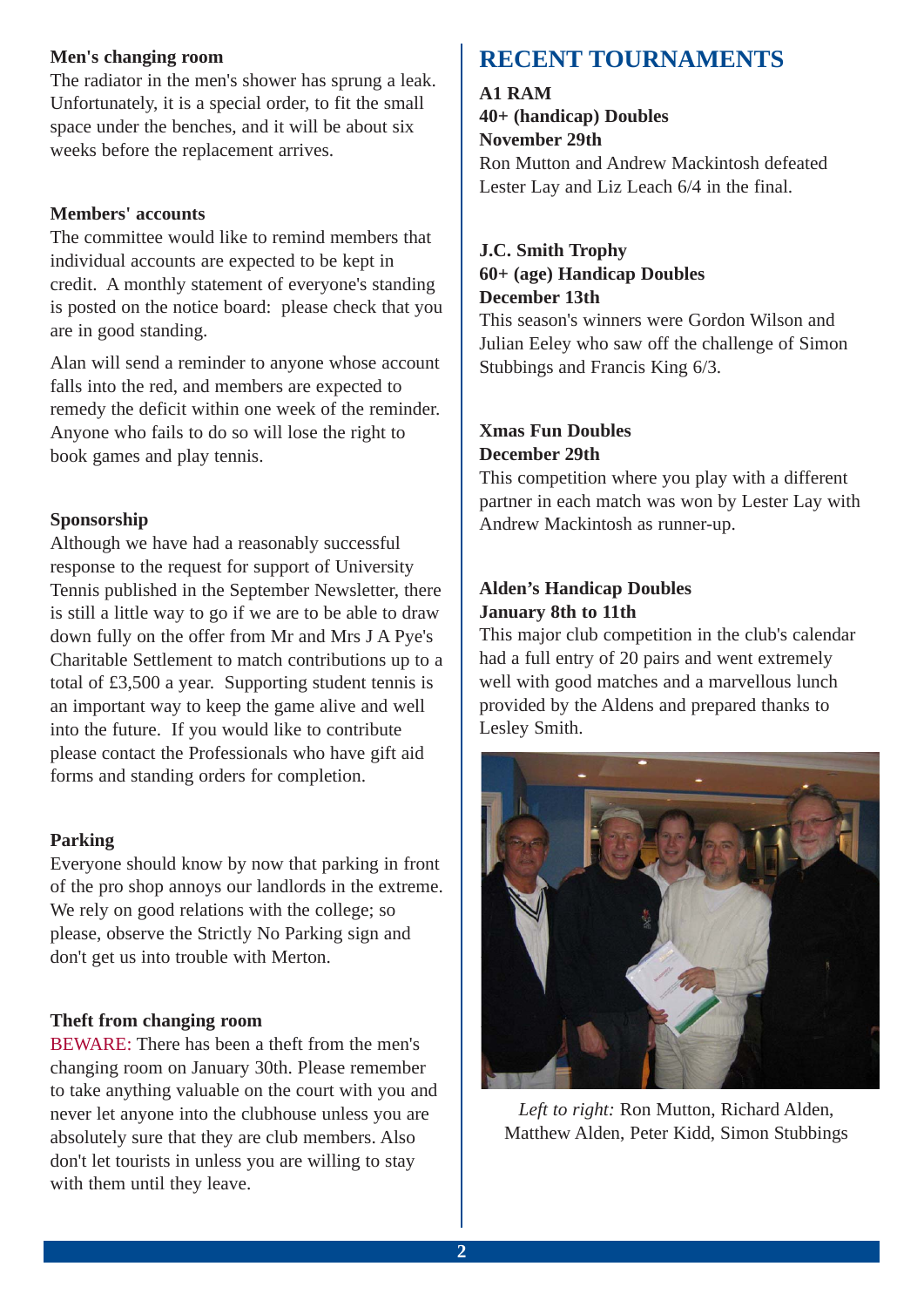### Men's changing room

The radiator in the men's shower has sprung a leak. Unfortunately, it is a special order, to fit the small space under the benches, and it will be about six weeks before the replacement arrives.

### Members' accounts

The committee would like to remind members that individual accounts are expected to be kept in credit. A monthly statement of everyone's standing is posted on the notice board: please check that you are in good standing.

Alan will send a reminder to anyone whose account falls into the red, and members are expected to remedy the deficit within one week of the reminder. Anyone who fails to do so will lose the right to book games and play tennis.

### Sponsorship

Although we have had a reasonably successful response to the request for support of University Tennis published in the September Newsletter, there is still a little way to go if we are to be able to draw down fully on the offer from Mr and Mrs J A Pye's Charitable Settlement to match contributions up to a total of £3,500 a year. Supporting student tennis is an important way to keep the game alive and well into the future. If you would like to contribute please contact the Professionals who have gift aid forms and standing orders for completion.

### Parking

Everyone should know by now that parking in front of the pro shop annoys our landlords in the extreme. We rely on good relations with the college; so please, observe the Strictly No Parking sign and don't get us into trouble with Merton.

### Theft from changing room

BEWARE: There has been a theft from the men's changing room on January 30th. Please remember to take anything valuable on the court with you and never let anyone into the clubhouse unless you are absolutely sure that they are club members. Also don't let tourists in unless you are willing to stay with them until they leave.

## RECENT TOURNAMENTS

**A1 RAM**
**40+ (handicap) Doubles**
**November 29th**

Ron Mutton and Andrew Mackintosh defeated Lester Lay and Liz Leach 6/4 in the final.

**J.C. Smith Trophy**
**60+ (age) Handicap Doubles**
**December 13th**

This season's winners were Gordon Wilson and Julian Eeley who saw off the challenge of Simon Stubbings and Francis King 6/3.

**Xmas Fun Doubles**
**December 29th**

This competition where you play with a different partner in each match was won by Lester Lay with Andrew Mackintosh as runner-up.

**Alden's Handicap Doubles**
**January 8th to 11th**

This major club competition in the club's calendar had a full entry of 20 pairs and went extremely well with good matches and a marvellous lunch provided by the Aldens and prepared thanks to Lesley Smith.

*Left to right:* Ron Mutton, Richard Alden, Matthew Alden, Peter Kidd, Simon Stubbings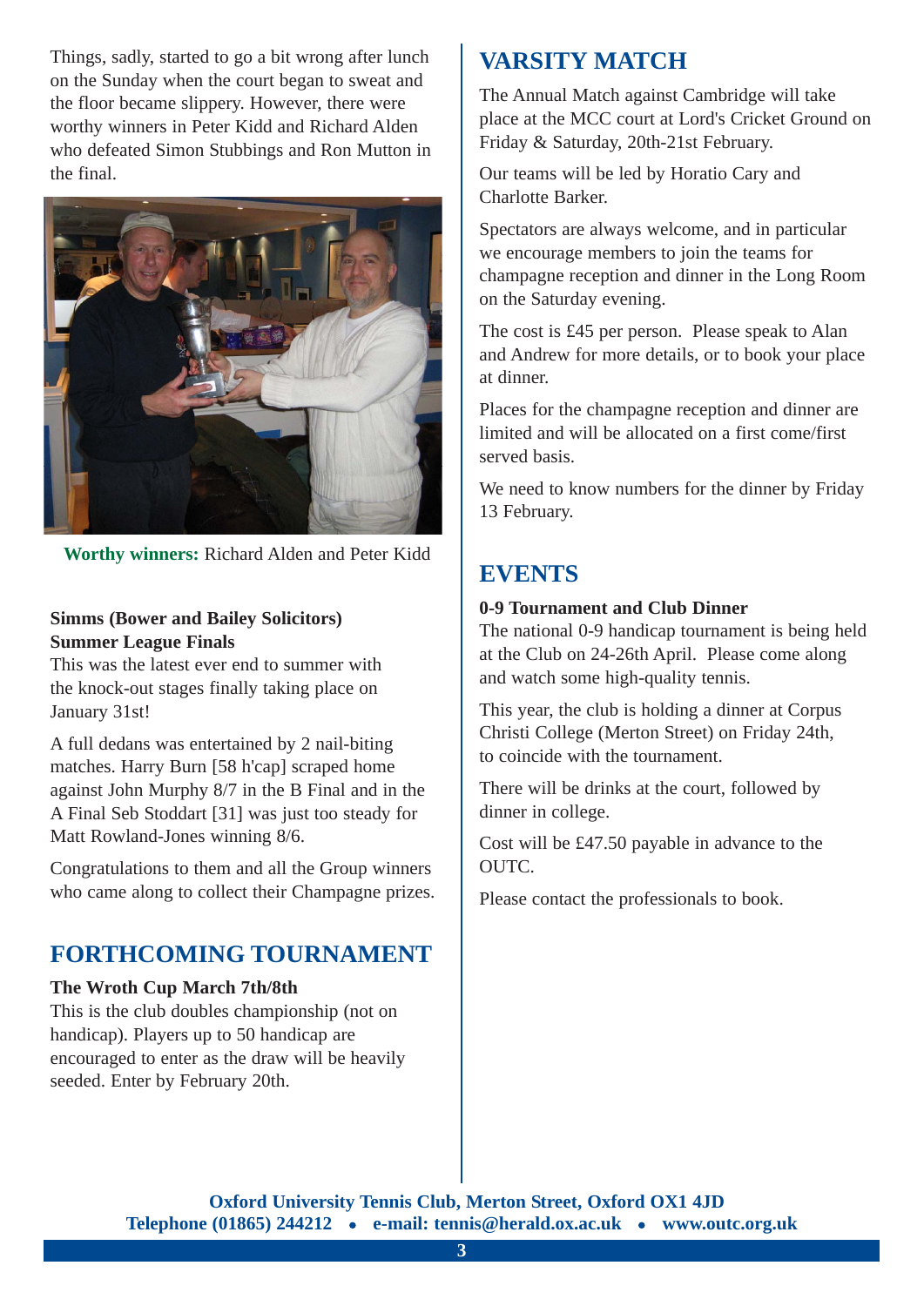Things, sadly, started to go a bit wrong after lunch on the Sunday when the court began to sweat and the floor became slippery. However, there were worthy winners in Peter Kidd and Richard Alden who defeated Simon Stubbings and Ron Mutton in the final.

**Worthy winners:** Richard Alden and Peter Kidd

**Simms (Bower and Bailey Solicitors) Summer League Finals**

This was the latest ever end to summer with the knock-out stages finally taking place on January 31st!

A full dedans was entertained by 2 nail-biting matches. Harry Burn [58 h'cap] scraped home against John Murphy 8/7 in the B Final and in the A Final Seb Stoddart [31] was just too steady for Matt Rowland-Jones winning 8/6.

Congratulations to them and all the Group winners who came along to collect their Champagne prizes.

## FORTHCOMING TOURNAMENT

**The Wroth Cup March 7th/8th**

This is the club doubles championship (not on handicap). Players up to 50 handicap are encouraged to enter as the draw will be heavily seeded. Enter by February 20th.

## VARSITY MATCH

The Annual Match against Cambridge will take place at the MCC court at Lord's Cricket Ground on Friday & Saturday, 20th-21st February.

Our teams will be led by Horatio Cary and Charlotte Barker.

Spectators are always welcome, and in particular we encourage members to join the teams for champagne reception and dinner in the Long Room on the Saturday evening.

The cost is £45 per person. Please speak to Alan and Andrew for more details, or to book your place at dinner.

Places for the champagne reception and dinner are limited and will be allocated on a first come/first served basis.

We need to know numbers for the dinner by Friday 13 February.

## EVENTS

**0-9 Tournament and Club Dinner**

The national 0-9 handicap tournament is being held at the Club on 24-26th April. Please come along and watch some high-quality tennis.

This year, the club is holding a dinner at Corpus Christi College (Merton Street) on Friday 24th, to coincide with the tournament.

There will be drinks at the court, followed by dinner in college.

Cost will be £47.50 payable in advance to the OUTC.

Please contact the professionals to book.

**Oxford University Tennis Club, Merton Street, Oxford OX1 4JD**
**Telephone (01865) 244212 • e-mail: tennis@herald.ox.ac.uk • www.outc.org.uk**